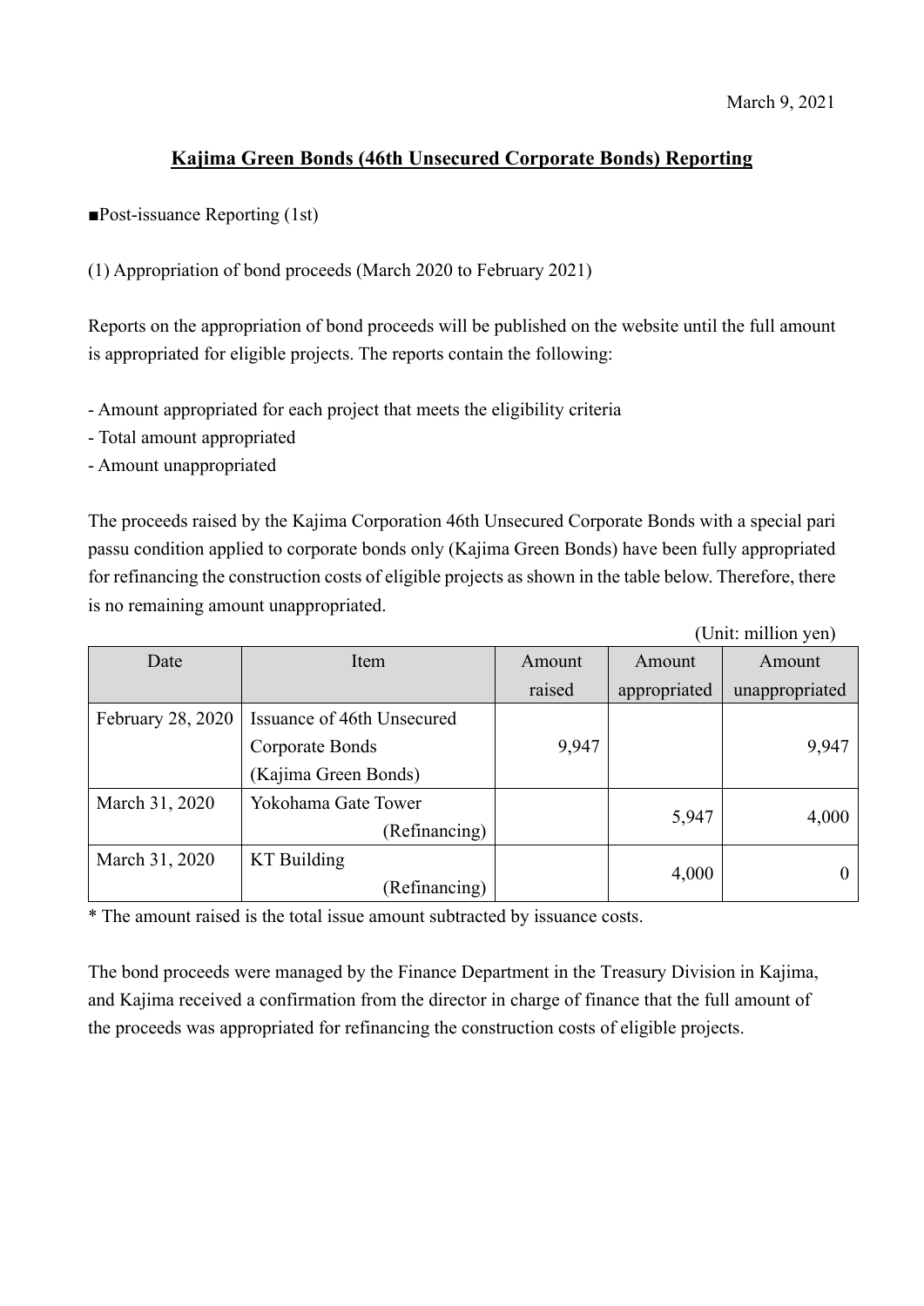March 9, 2021

# Kajima Green Bonds (46th Unsecured Corporate Bonds) Reporting

■Post-issuance Reporting (1st)

(1) Appropriation of bond proceeds (March 2020 to February 2021)

Reports on the appropriation of bond proceeds will be published on the website until the full amount is appropriated for eligible projects. The reports contain the following:

- Amount appropriated for each project that meets the eligibility criteria
- Total amount appropriated
- Amount unappropriated

The proceeds raised by the Kajima Corporation 46th Unsecured Corporate Bonds with a special pari passu condition applied to corporate bonds only (Kajima Green Bonds) have been fully appropriated for refinancing the construction costs of eligible projects as shown in the table below. Therefore, there is no remaining amount unappropriated.

(Unit: million yen)

| Date | Item | Amount raised | Amount appropriated | Amount unappropriated |
|---|---|---|---|---|
| February 28, 2020 | Issuance of 46th Unsecured Corporate Bonds (Kajima Green Bonds) | 9,947 | | 9,947 |
| March 31, 2020 | Yokohama Gate Tower (Refinancing) | | 5,947 | 4,000 |
| March 31, 2020 | KT Building (Refinancing) | | 4,000 | 0 |

* The amount raised is the total issue amount subtracted by issuance costs.

The bond proceeds were managed by the Finance Department in the Treasury Division in Kajima, and Kajima received a confirmation from the director in charge of finance that the full amount of the proceeds was appropriated for refinancing the construction costs of eligible projects.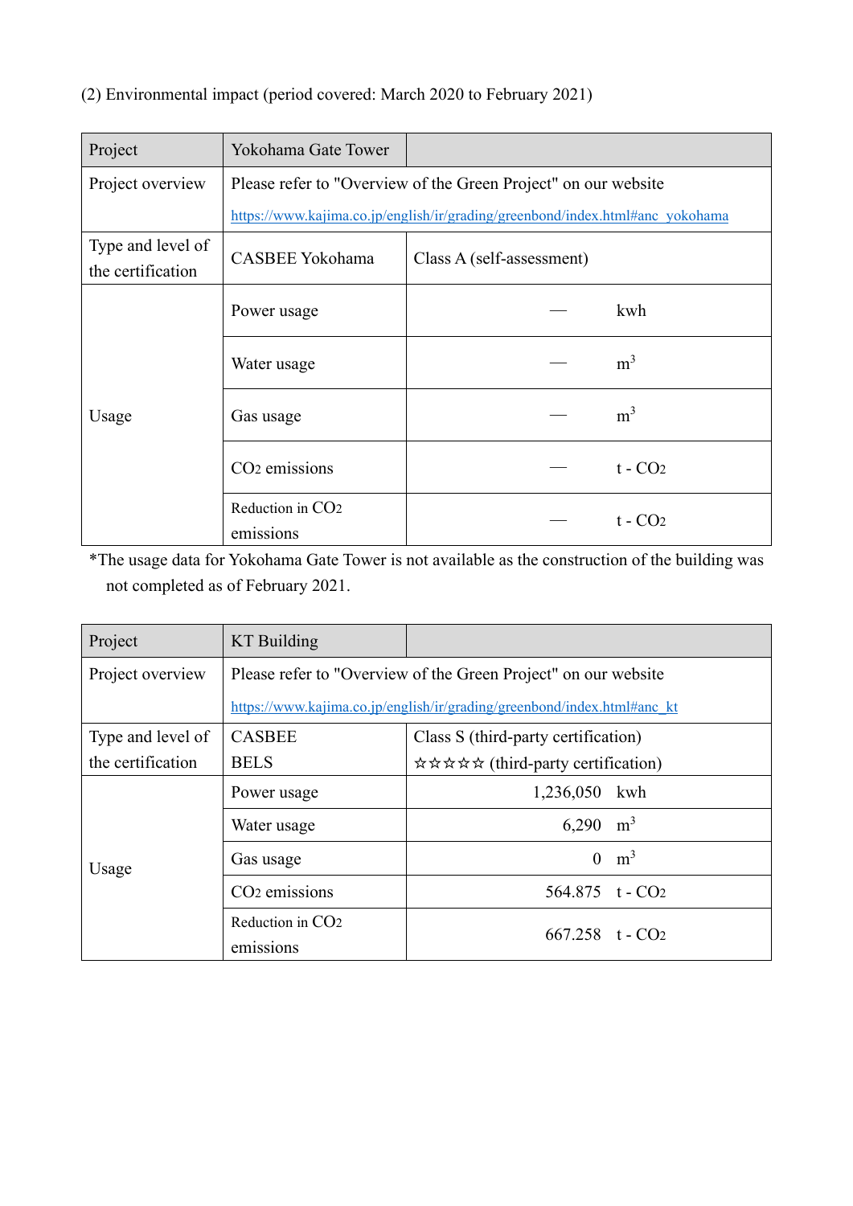(2) Environmental impact (period covered: March 2020 to February 2021)

| Project | Yokohama Gate Tower | | |
|---|---|---|---|
| Project overview | Please refer to "Overview of the Green Project" on our website https://www.kajima.co.jp/english/ir/grading/greenbond/index.html#anc_yokohama | | |
| Type and level of the certification | CASBEE Yokohama | Class A (self-assessment) | |
| Usage | Power usage | — | kwh |
| | Water usage | — | $m^3$ |
| | Gas usage | — | $m^3$ |
| | $CO_2$ emissions | — | t - $CO_2$ |
| | Reduction in $CO_2$ emissions | — | t - $CO_2$ |

*The usage data for Yokohama Gate Tower is not available as the construction of the building was not completed as of February 2021.

| Project | KT Building | | |
|---|---|---|---|
| Project overview | Please refer to "Overview of the Green Project" on our website https://www.kajima.co.jp/english/ir/grading/greenbond/index.html#anc_kt | | |
| Type and level of the certification | CASBEE<br>BELS | Class S (third-party certification)<br>☆☆☆☆☆ (third-party certification) | |
| Usage | Power usage | 1,236,050 | kwh |
| | Water usage | 6,290 | $m^3$ |
| | Gas usage | 0 | $m^3$ |
| | $CO_2$ emissions | 564.875 | t - $CO_2$ |
| | Reduction in $CO_2$ emissions | 667.258 | t - $CO_2$ |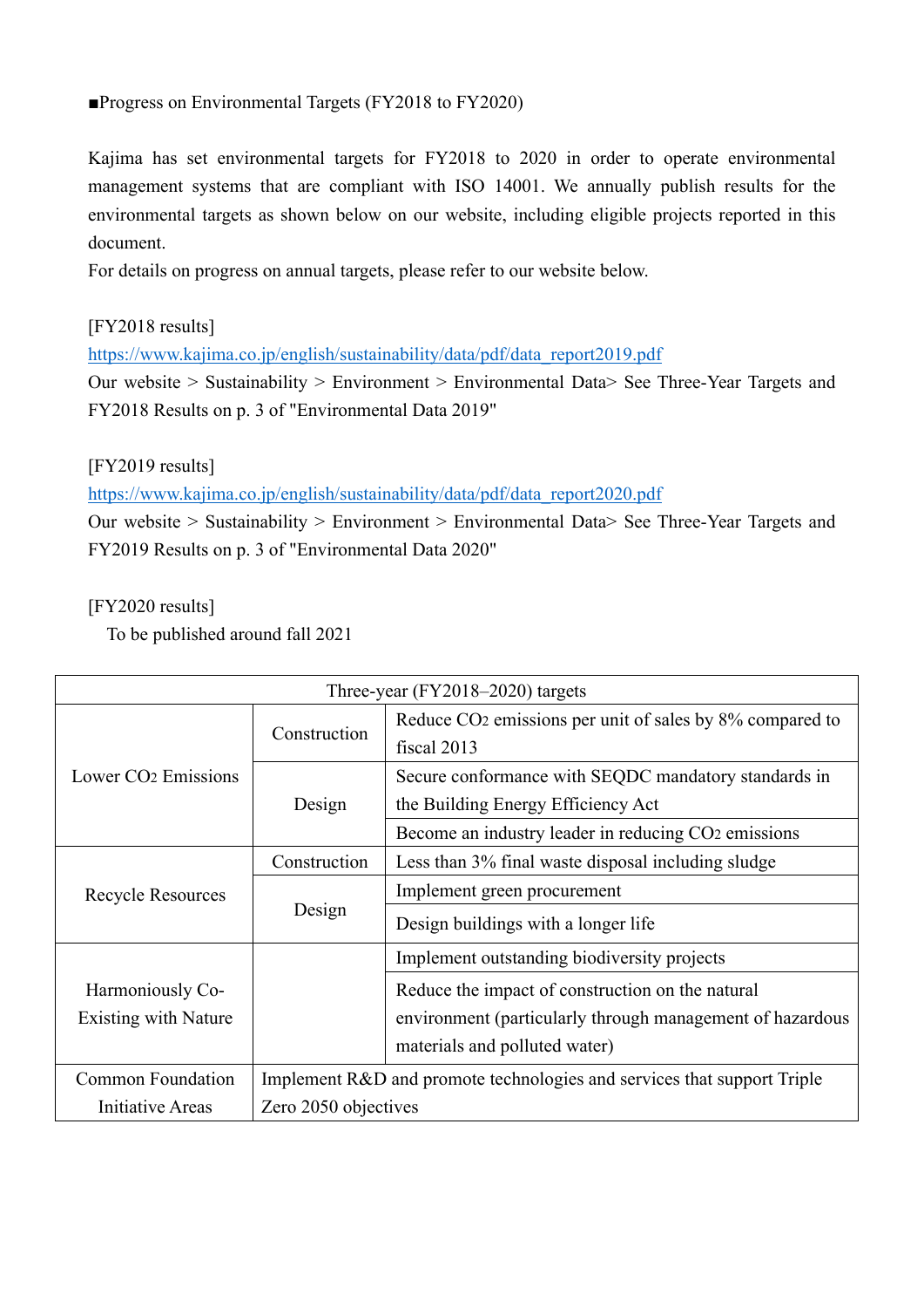■Progress on Environmental Targets (FY2018 to FY2020)

Kajima has set environmental targets for FY2018 to 2020 in order to operate environmental management systems that are compliant with ISO 14001. We annually publish results for the environmental targets as shown below on our website, including eligible projects reported in this document.
For details on progress on annual targets, please refer to our website below.

[FY2018 results]
https://www.kajima.co.jp/english/sustainability/data/pdf/data_report2019.pdf
Our website > Sustainability > Environment > Environmental Data> See Three-Year Targets and FY2018 Results on p. 3 of "Environmental Data 2019"

[FY2019 results]
https://www.kajima.co.jp/english/sustainability/data/pdf/data_report2020.pdf
Our website > Sustainability > Environment > Environmental Data> See Three-Year Targets and FY2019 Results on p. 3 of "Environmental Data 2020"

[FY2020 results]
To be published around fall 2021

| Three-year (FY2018–2020) targets | | |
|---|---|---|
| Lower $CO_2$ Emissions | Construction | Reduce $CO_2$ emissions per unit of sales by 8% compared to fiscal 2013 |
| | Design | Secure conformance with SEQDC mandatory standards in the Building Energy Efficiency Act |
| | | Become an industry leader in reducing $CO_2$ emissions |
| Recycle Resources | Construction | Less than 3% final waste disposal including sludge |
| | Design | Implement green procurement |
| | | Design buildings with a longer life |
| Harmoniously Co-Existing with Nature | | Implement outstanding biodiversity projects |
| | | Reduce the impact of construction on the natural environment (particularly through management of hazardous materials and polluted water) |
| Common Foundation Initiative Areas | Implement R&D and promote technologies and services that support Triple Zero 2050 objectives | |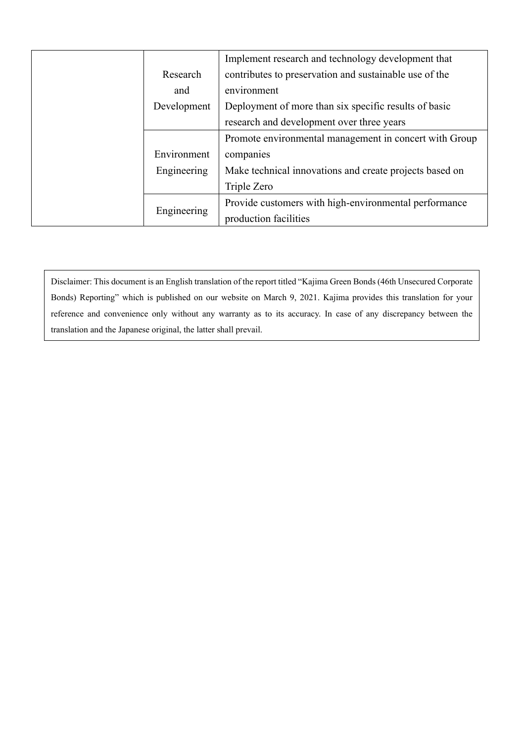| | | |
|---|---|---|
| | Research and Development | Implement research and technology development that contributes to preservation and sustainable use of the environment<br>Deployment of more than six specific results of basic research and development over three years |
| | Environment Engineering | Promote environmental management in concert with Group companies<br>Make technical innovations and create projects based on Triple Zero |
| | Engineering | Provide customers with high-environmental performance production facilities |

Disclaimer: This document is an English translation of the report titled “Kajima Green Bonds (46th Unsecured Corporate Bonds) Reporting” which is published on our website on March 9, 2021. Kajima provides this translation for your reference and convenience only without any warranty as to its accuracy. In case of any discrepancy between the translation and the Japanese original, the latter shall prevail.